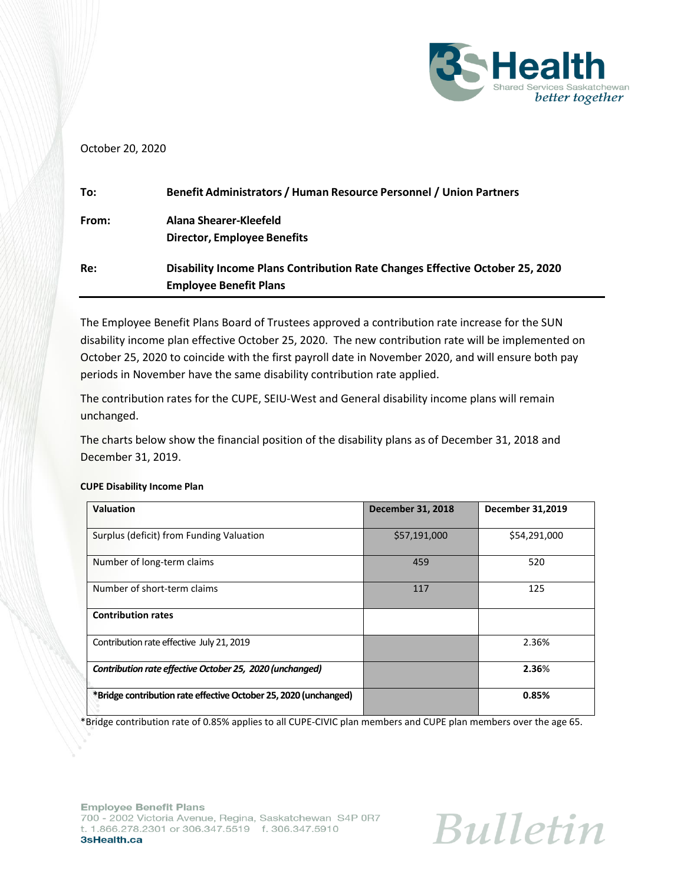October 20, 2020

**To:** **Benefit Administrators / Human Resource Personnel / Union Partners**

**From:** **Alana Shearer-Kleefeld**
**Director, Employee Benefits**

**Re:** **Disability Income Plans Contribution Rate Changes Effective October 25, 2020 Employee Benefit Plans**

---

The Employee Benefit Plans Board of Trustees approved a contribution rate increase for the SUN disability income plan effective October 25, 2020. The new contribution rate will be implemented on October 25, 2020 to coincide with the first payroll date in November 2020, and will ensure both pay periods in November have the same disability contribution rate applied.

The contribution rates for the CUPE, SEIU-West and General disability income plans will remain unchanged.

The charts below show the financial position of the disability plans as of December 31, 2018 and December 31, 2019.

**CUPE Disability Income Plan**

| **Valuation** | **December 31, 2018** | **December 31,2019** |
|---|---|---|
| Surplus (deficit) from Funding Valuation | $57,191,000 | $54,291,000 |
| Number of long-term claims | 459 | 520 |
| Number of short-term claims | 117 | 125 |
| **Contribution rates** | | |
| Contribution rate effective July 21, 2019 | | 2.36% |
| ***Contribution rate effective October 25, 2020 (unchanged)*** | | **2.36%** |
| ***Bridge contribution rate effective October 25, 2020 (unchanged)** | | **0.85%** |

*Bridge contribution rate of 0.85% applies to all CUPE-CIVIC plan members and CUPE plan members over the age 65.

**Employee Benefit Plans**
700 - 2002 Victoria Avenue, Regina, Saskatchewan S4P 0R7
t. 1.866.278.2301 or 306.347.5519 f. 306.347.5910
**3sHealth.ca**

Bulletin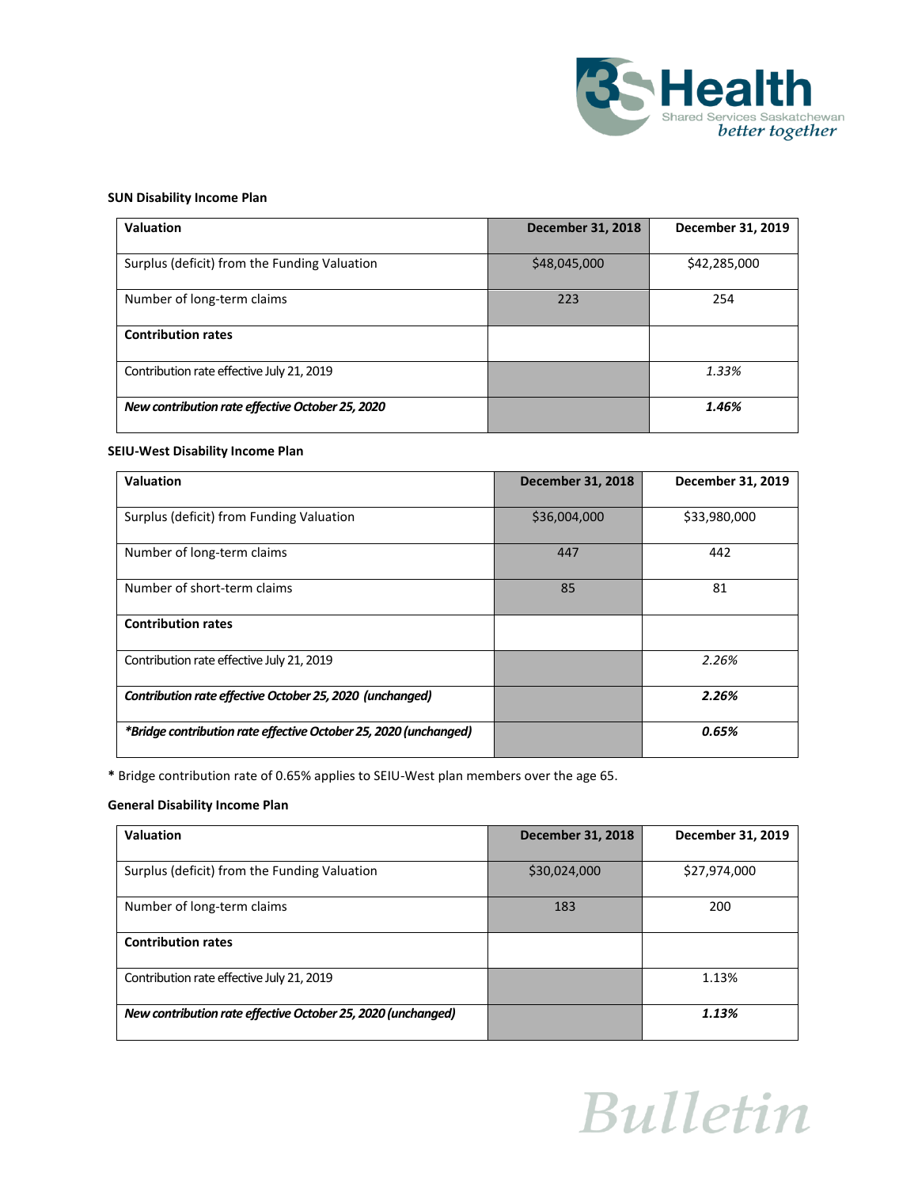**SUN Disability Income Plan**

| Valuation | December 31, 2018 | December 31, 2019 |
|---|---|---|
| Surplus (deficit) from the Funding Valuation | $48,045,000 | $42,285,000 |
| Number of long-term claims | 223 | 254 |
| **Contribution rates** | | |
| Contribution rate effective July 21, 2019 | | *1.33%* |
| ***New contribution rate effective October 25, 2020*** | | ***1.46%*** |

**SEIU-West Disability Income Plan**

| Valuation | December 31, 2018 | December 31, 2019 |
|---|---|---|
| Surplus (deficit) from Funding Valuation | $36,004,000 | $33,980,000 |
| Number of long-term claims | 447 | 442 |
| Number of short-term claims | 85 | 81 |
| **Contribution rates** | | |
| Contribution rate effective July 21, 2019 | | *2.26%* |
| ***Contribution rate effective October 25, 2020 (unchanged)*** | | ***2.26%*** |
| ****Bridge contribution rate effective October 25, 2020 (unchanged)*** | | ***0.65%*** |

**\*** Bridge contribution rate of 0.65% applies to SEIU-West plan members over the age 65.

**General Disability Income Plan**

| Valuation | December 31, 2018 | December 31, 2019 |
|---|---|---|
| Surplus (deficit) from the Funding Valuation | $30,024,000 | $27,974,000 |
| Number of long-term claims | 183 | 200 |
| **Contribution rates** | | |
| Contribution rate effective July 21, 2019 | | 1.13% |
| ***New contribution rate effective October 25, 2020 (unchanged)*** | | ***1.13%*** |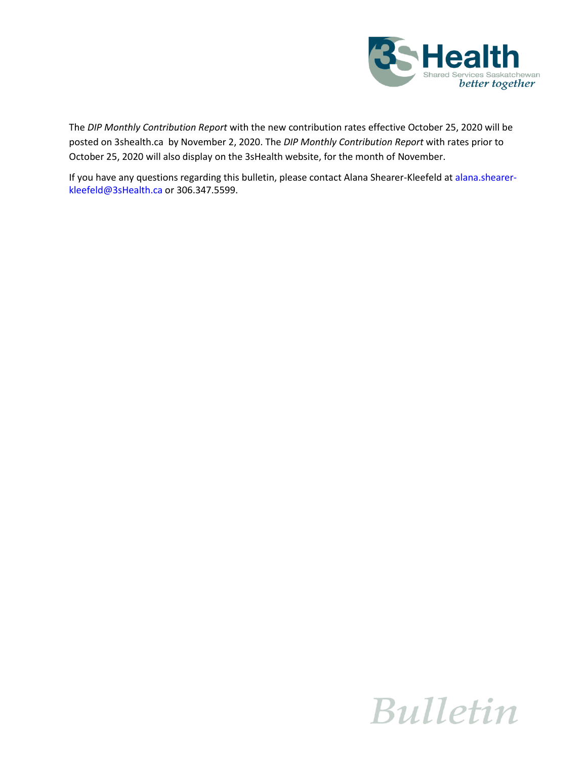The *DIP Monthly Contribution Report* with the new contribution rates effective October 25, 2020 will be posted on 3shealth.ca by November 2, 2020. The *DIP Monthly Contribution Report* with rates prior to October 25, 2020 will also display on the 3sHealth website, for the month of November.

If you have any questions regarding this bulletin, please contact Alana Shearer-Kleefeld at alana.shearer-kleefeld@3sHealth.ca or 306.347.5599.